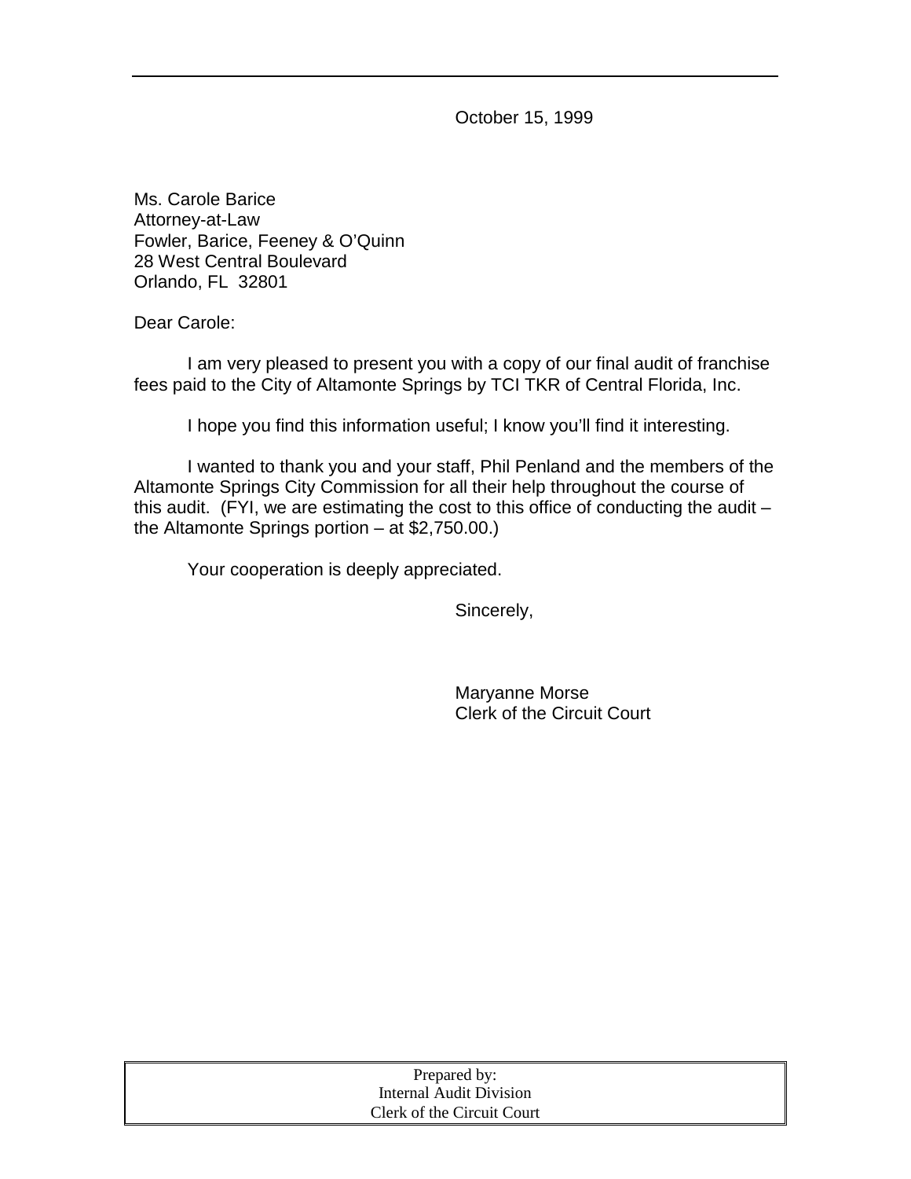October 15, 1999

Ms. Carole Barice
Attorney-at-Law
Fowler, Barice, Feeney & O'Quinn
28 West Central Boulevard
Orlando, FL 32801

Dear Carole:

I am very pleased to present you with a copy of our final audit of franchise fees paid to the City of Altamonte Springs by TCI TKR of Central Florida, Inc.

I hope you find this information useful; I know you'll find it interesting.

I wanted to thank you and your staff, Phil Penland and the members of the Altamonte Springs City Commission for all their help throughout the course of this audit. (FYI, we are estimating the cost to this office of conducting the audit – the Altamonte Springs portion – at $2,750.00.)

Your cooperation is deeply appreciated.

Sincerely,

Maryanne Morse
Clerk of the Circuit Court

Prepared by:
Internal Audit Division
Clerk of the Circuit Court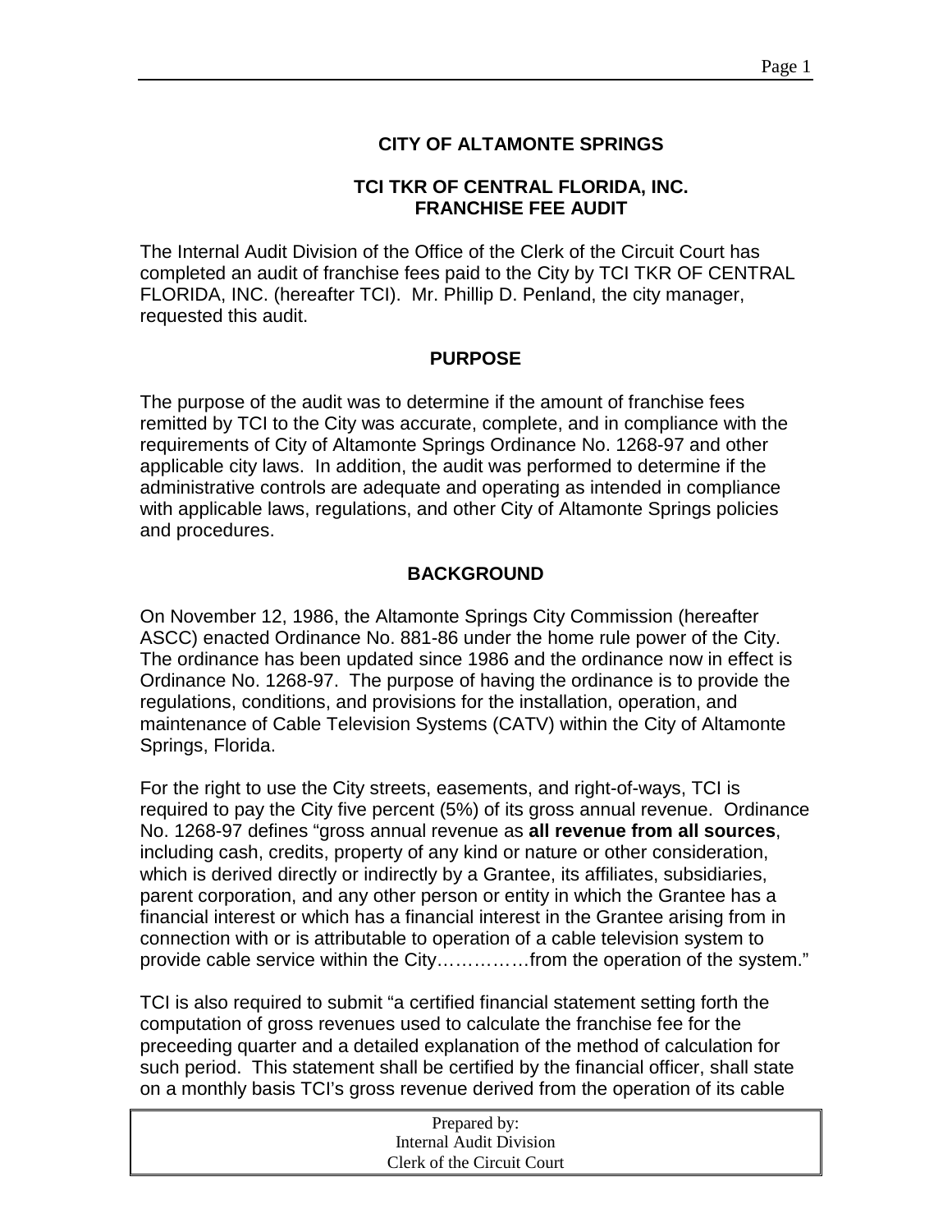## CITY OF ALTAMONTE SPRINGS

### TCI TKR OF CENTRAL FLORIDA, INC.
### FRANCHISE FEE AUDIT

The Internal Audit Division of the Office of the Clerk of the Circuit Court has completed an audit of franchise fees paid to the City by TCI TKR OF CENTRAL FLORIDA, INC. (hereafter TCI). Mr. Phillip D. Penland, the city manager, requested this audit.

### PURPOSE

The purpose of the audit was to determine if the amount of franchise fees remitted by TCI to the City was accurate, complete, and in compliance with the requirements of City of Altamonte Springs Ordinance No. 1268-97 and other applicable city laws. In addition, the audit was performed to determine if the administrative controls are adequate and operating as intended in compliance with applicable laws, regulations, and other City of Altamonte Springs policies and procedures.

### BACKGROUND

On November 12, 1986, the Altamonte Springs City Commission (hereafter ASCC) enacted Ordinance No. 881-86 under the home rule power of the City. The ordinance has been updated since 1986 and the ordinance now in effect is Ordinance No. 1268-97. The purpose of having the ordinance is to provide the regulations, conditions, and provisions for the installation, operation, and maintenance of Cable Television Systems (CATV) within the City of Altamonte Springs, Florida.

For the right to use the City streets, easements, and right-of-ways, TCI is required to pay the City five percent (5%) of its gross annual revenue. Ordinance No. 1268-97 defines "gross annual revenue as **all revenue from all sources**, including cash, credits, property of any kind or nature or other consideration, which is derived directly or indirectly by a Grantee, its affiliates, subsidiaries, parent corporation, and any other person or entity in which the Grantee has a financial interest or which has a financial interest in the Grantee arising from in connection with or is attributable to operation of a cable television system to provide cable service within the City……………from the operation of the system."

TCI is also required to submit "a certified financial statement setting forth the computation of gross revenues used to calculate the franchise fee for the preceeding quarter and a detailed explanation of the method of calculation for such period. This statement shall be certified by the financial officer, shall state on a monthly basis TCI's gross revenue derived from the operation of its cable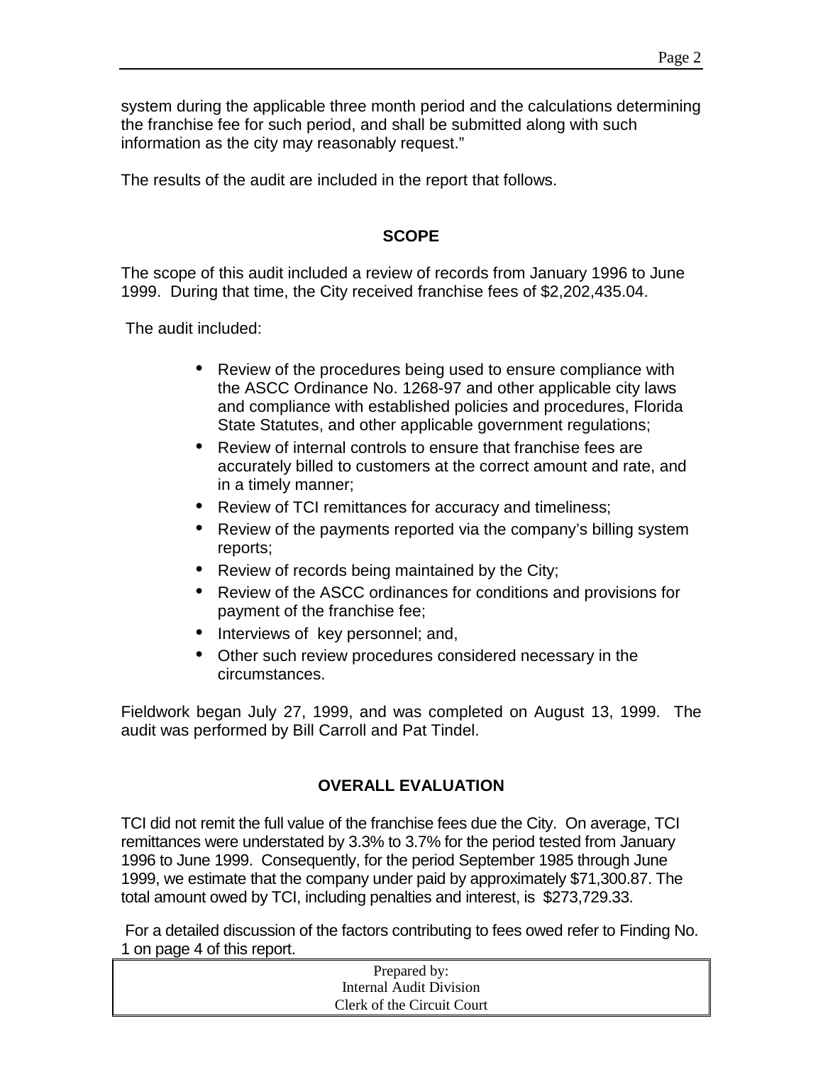system during the applicable three month period and the calculations determining the franchise fee for such period, and shall be submitted along with such information as the city may reasonably request."

The results of the audit are included in the report that follows.

## SCOPE

The scope of this audit included a review of records from January 1996 to June 1999. During that time, the City received franchise fees of $2,202,435.04.

The audit included:

- Review of the procedures being used to ensure compliance with the ASCC Ordinance No. 1268-97 and other applicable city laws and compliance with established policies and procedures, Florida State Statutes, and other applicable government regulations;
- Review of internal controls to ensure that franchise fees are accurately billed to customers at the correct amount and rate, and in a timely manner;
- Review of TCI remittances for accuracy and timeliness;
- Review of the payments reported via the company's billing system reports;
- Review of records being maintained by the City;
- Review of the ASCC ordinances for conditions and provisions for payment of the franchise fee;
- Interviews of key personnel; and,
- Other such review procedures considered necessary in the circumstances.

Fieldwork began July 27, 1999, and was completed on August 13, 1999. The audit was performed by Bill Carroll and Pat Tindel.

## OVERALL EVALUATION

TCI did not remit the full value of the franchise fees due the City. On average, TCI remittances were understated by 3.3% to 3.7% for the period tested from January 1996 to June 1999. Consequently, for the period September 1985 through June 1999, we estimate that the company under paid by approximately $71,300.87. The total amount owed by TCI, including penalties and interest, is $273,729.33.

For a detailed discussion of the factors contributing to fees owed refer to Finding No. 1 on page 4 of this report.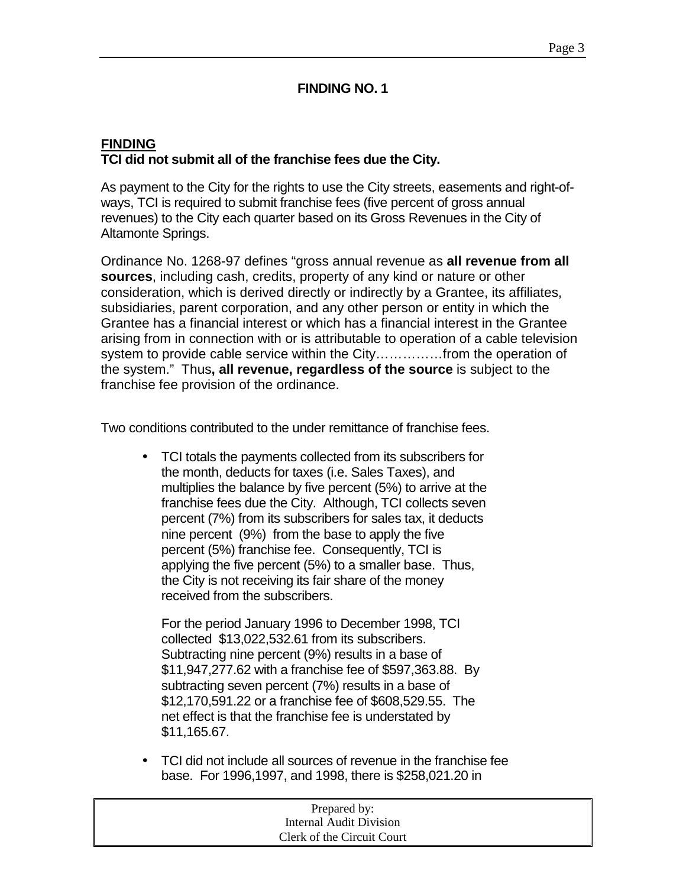## FINDING NO. 1

**FINDING**
**TCI did not submit all of the franchise fees due the City.**

As payment to the City for the rights to use the City streets, easements and right-of-ways, TCI is required to submit franchise fees (five percent of gross annual revenues) to the City each quarter based on its Gross Revenues in the City of Altamonte Springs.

Ordinance No. 1268-97 defines "gross annual revenue as **all revenue from all sources**, including cash, credits, property of any kind or nature or other consideration, which is derived directly or indirectly by a Grantee, its affiliates, subsidiaries, parent corporation, and any other person or entity in which the Grantee has a financial interest or which has a financial interest in the Grantee arising from in connection with or is attributable to operation of a cable television system to provide cable service within the City……………from the operation of the system." Thus**, all revenue, regardless of the source** is subject to the franchise fee provision of the ordinance.

Two conditions contributed to the under remittance of franchise fees.

- TCI totals the payments collected from its subscribers for the month, deducts for taxes (i.e. Sales Taxes), and multiplies the balance by five percent (5%) to arrive at the franchise fees due the City. Although, TCI collects seven percent (7%) from its subscribers for sales tax, it deducts nine percent (9%) from the base to apply the five percent (5%) franchise fee. Consequently, TCI is applying the five percent (5%) to a smaller base. Thus, the City is not receiving its fair share of the money received from the subscribers.

  For the period January 1996 to December 1998, TCI collected $13,022,532.61 from its subscribers. Subtracting nine percent (9%) results in a base of $11,947,277.62 with a franchise fee of $597,363.88. By subtracting seven percent (7%) results in a base of $12,170,591.22 or a franchise fee of $608,529.55. The net effect is that the franchise fee is understated by $11,165.67.

- TCI did not include all sources of revenue in the franchise fee base. For 1996,1997, and 1998, there is $258,021.20 in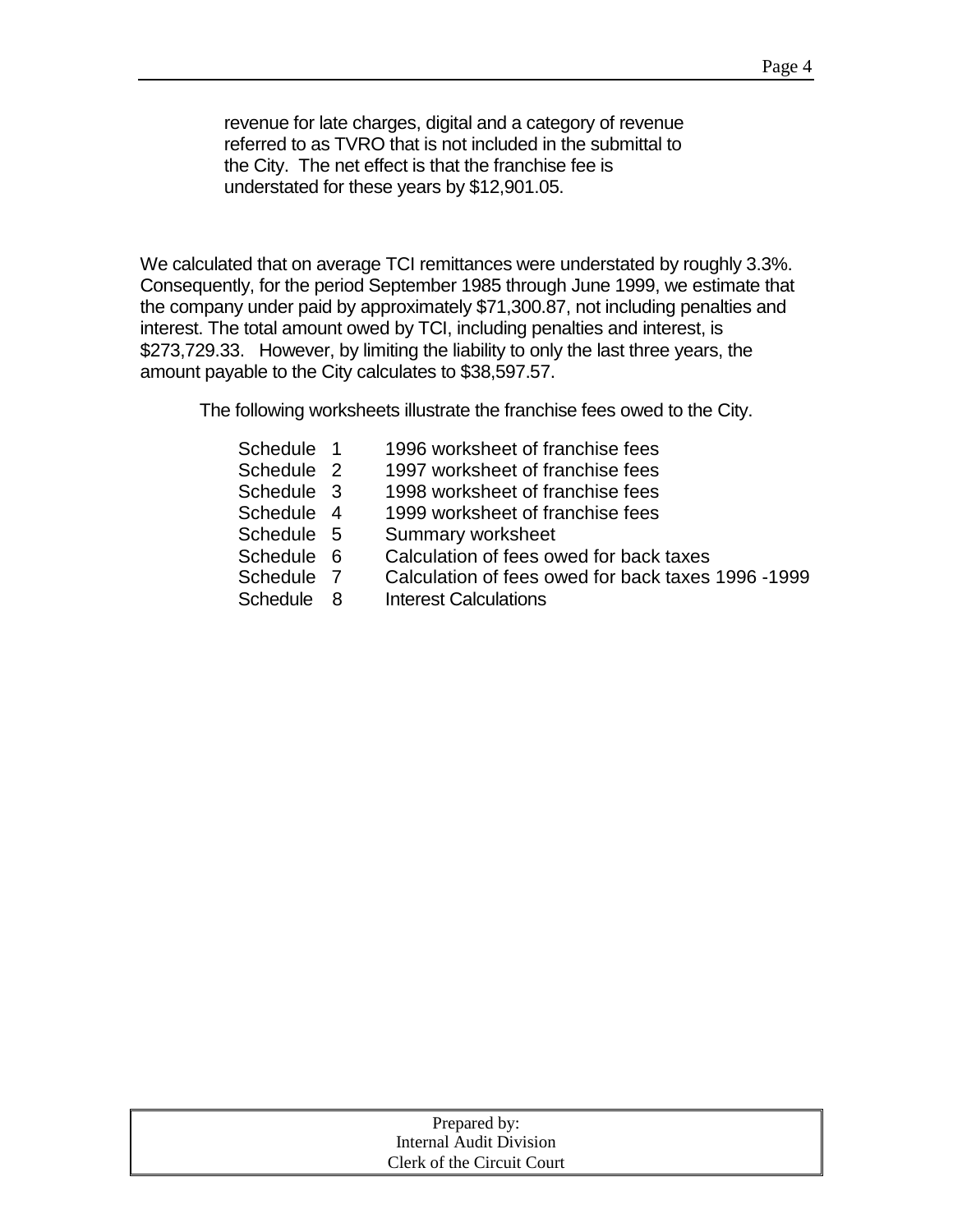revenue for late charges, digital and a category of revenue referred to as TVRO that is not included in the submittal to the City. The net effect is that the franchise fee is understated for these years by $12,901.05.

We calculated that on average TCI remittances were understated by roughly 3.3%. Consequently, for the period September 1985 through June 1999, we estimate that the company under paid by approximately $71,300.87, not including penalties and interest. The total amount owed by TCI, including penalties and interest, is $273,729.33. However, by limiting the liability to only the last three years, the amount payable to the City calculates to $38,597.57.

The following worksheets illustrate the franchise fees owed to the City.

| | |
|---|---|
| Schedule 1 | 1996 worksheet of franchise fees |
| Schedule 2 | 1997 worksheet of franchise fees |
| Schedule 3 | 1998 worksheet of franchise fees |
| Schedule 4 | 1999 worksheet of franchise fees |
| Schedule 5 | Summary worksheet |
| Schedule 6 | Calculation of fees owed for back taxes |
| Schedule 7 | Calculation of fees owed for back taxes 1996 -1999 |
| Schedule 8 | Interest Calculations |

Prepared by:
Internal Audit Division
Clerk of the Circuit Court